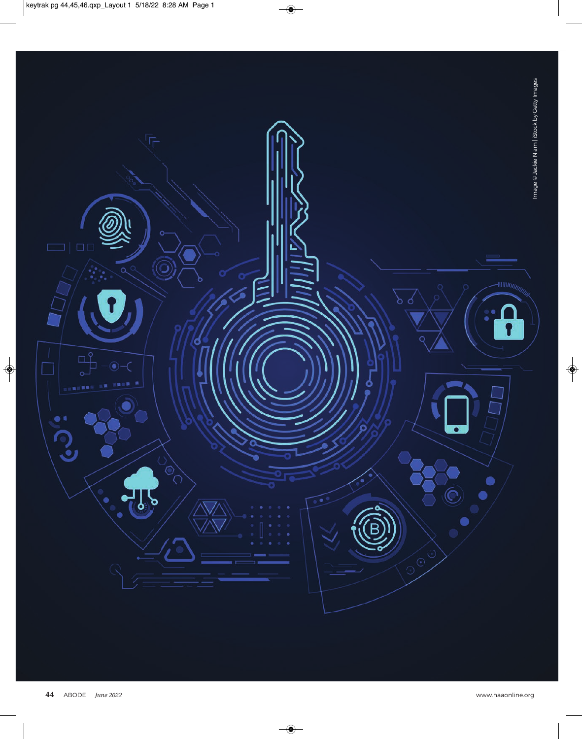Image © Jackie Niam | iStock by Getty Images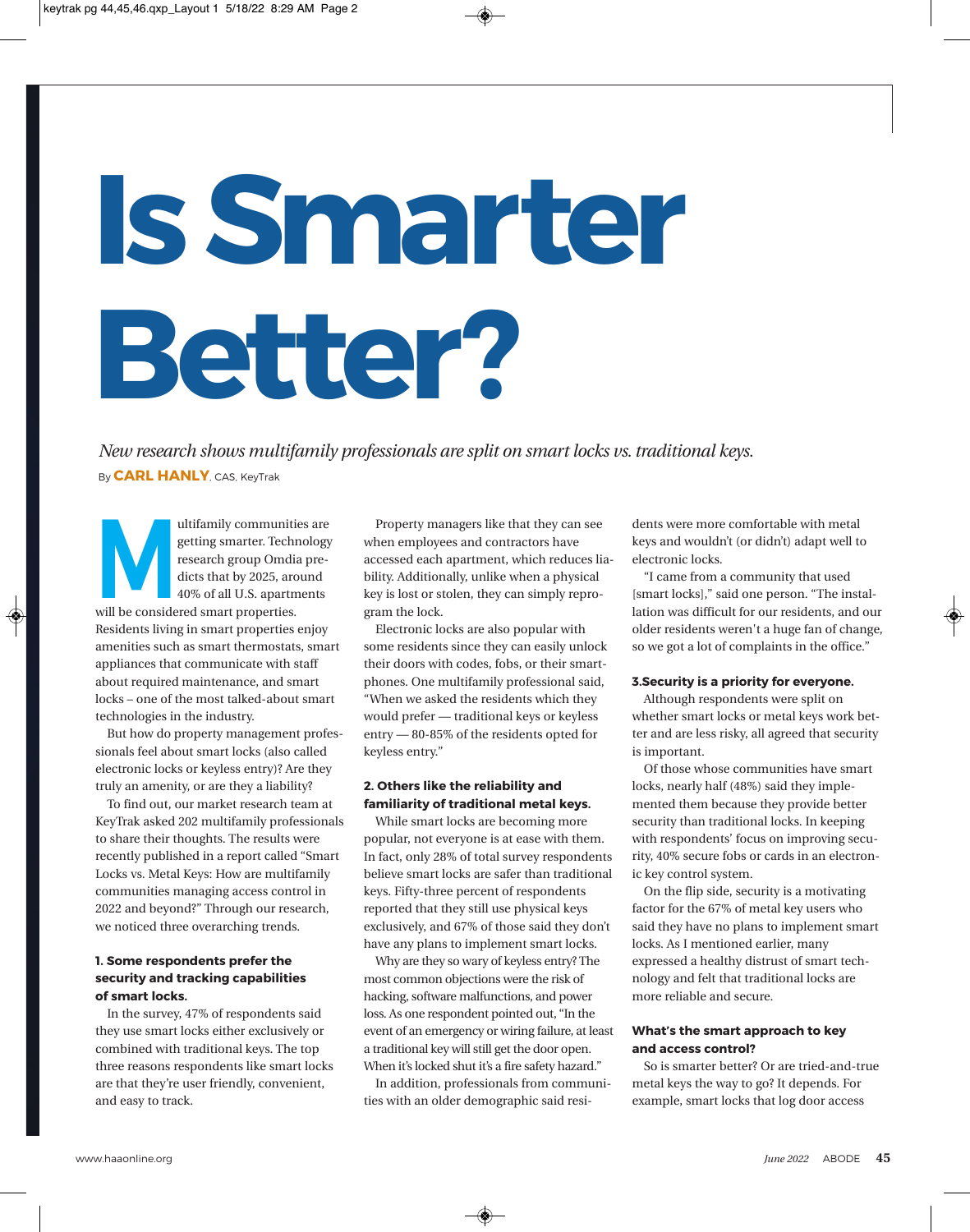# Is Smarter Better?

*New research shows multifamily professionals are split on smart locks vs. traditional keys.*

By **CARL HANLY**, CAS, KeyTrak

Multifamily communities are getting smarter. Technology research group Omdia predicts that by 2025, around 40% of all U.S. apartments will be considered smart properties. Residents living in smart properties enjoy amenities such as smart thermostats, smart appliances that communicate with staff about required maintenance, and smart locks – one of the most talked-about smart technologies in the industry.

But how do property management professionals feel about smart locks (also called electronic locks or keyless entry)? Are they truly an amenity, or are they a liability?

To find out, our market research team at KeyTrak asked 202 multifamily professionals to share their thoughts. The results were recently published in a report called "Smart Locks vs. Metal Keys: How are multifamily communities managing access control in 2022 and beyond?" Through our research, we noticed three overarching trends.

### 1. Some respondents prefer the security and tracking capabilities of smart locks.

In the survey, 47% of respondents said they use smart locks either exclusively or combined with traditional keys. The top three reasons respondents like smart locks are that they're user friendly, convenient, and easy to track.

Property managers like that they can see when employees and contractors have accessed each apartment, which reduces liability. Additionally, unlike when a physical key is lost or stolen, they can simply reprogram the lock.

Electronic locks are also popular with some residents since they can easily unlock their doors with codes, fobs, or their smartphones. One multifamily professional said, "When we asked the residents which they would prefer — traditional keys or keyless entry — 80-85% of the residents opted for keyless entry."

### 2. Others like the reliability and familiarity of traditional metal keys.

While smart locks are becoming more popular, not everyone is at ease with them. In fact, only 28% of total survey respondents believe smart locks are safer than traditional keys. Fifty-three percent of respondents reported that they still use physical keys exclusively, and 67% of those said they don't have any plans to implement smart locks.

Why are they so wary of keyless entry? The most common objections were the risk of hacking, software malfunctions, and power loss. As one respondent pointed out, "In the event of an emergency or wiring failure, at least a traditional key will still get the door open. When it's locked shut it's a fire safety hazard."

In addition, professionals from communities with an older demographic said residents were more comfortable with metal keys and wouldn't (or didn't) adapt well to electronic locks.

"I came from a community that used [smart locks]," said one person. "The installation was difficult for our residents, and our older residents weren't a huge fan of change, so we got a lot of complaints in the office."

### 3.Security is a priority for everyone.

Although respondents were split on whether smart locks or metal keys work better and are less risky, all agreed that security is important.

Of those whose communities have smart locks, nearly half (48%) said they implemented them because they provide better security than traditional locks. In keeping with respondents' focus on improving security, 40% secure fobs or cards in an electronic key control system.

On the flip side, security is a motivating factor for the 67% of metal key users who said they have no plans to implement smart locks. As I mentioned earlier, many expressed a healthy distrust of smart technology and felt that traditional locks are more reliable and secure.

### What's the smart approach to key and access control?

So is smarter better? Or are tried-and-true metal keys the way to go? It depends. For example, smart locks that log door access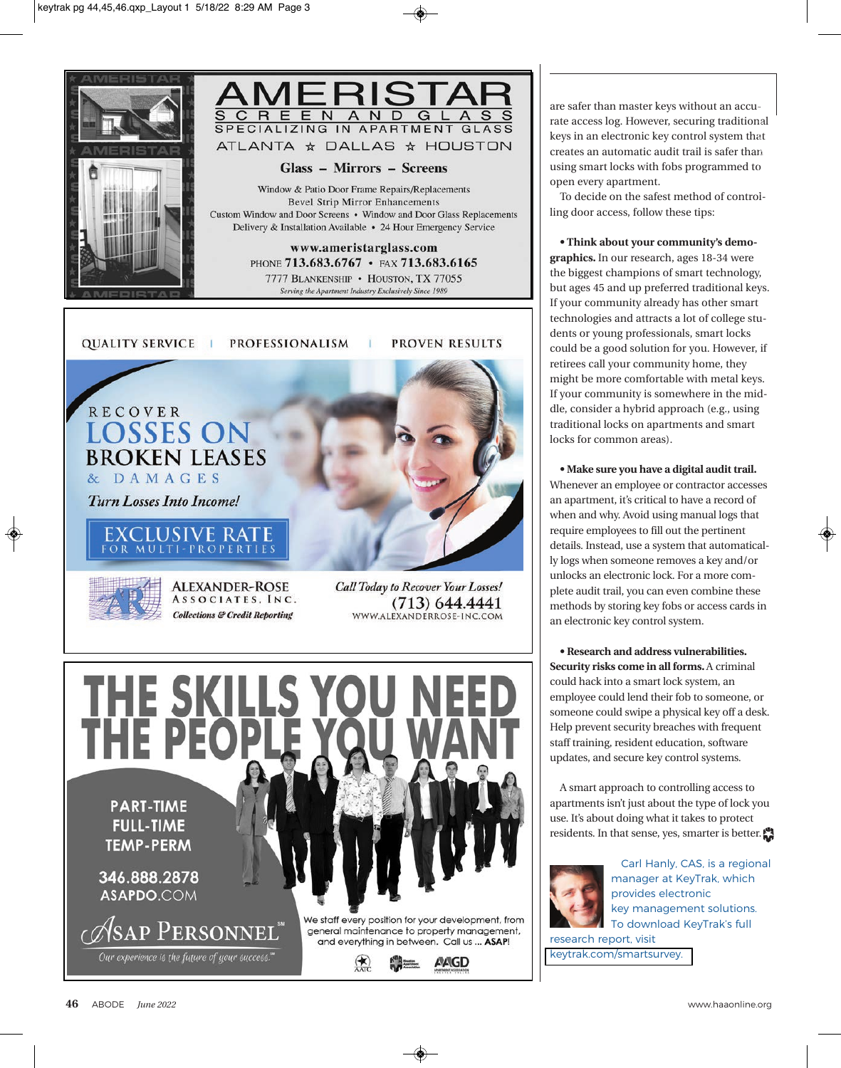AMERISTAR

SCREEN AND GLASS

SPECIALIZING IN APARTMENT GLASS

ATLANTA ☆ DALLAS ☆ HOUSTON

Glass – Mirrors – Screens

Window & Patio Door Frame Repairs/Replacements
Bevel Strip Mirror Enhancements
Custom Window and Door Screens • Window and Door Glass Replacements
Delivery & Installation Available • 24 Hour Emergency Service

www.ameristarglass.com
PHONE 713.683.6767 • FAX 713.683.6165
7777 BLANKENSHIP • HOUSTON, TX 77055
*Serving the Apartment Industry Exclusively Since 1989*

QUALITY SERVICE | PROFESSIONALISM | PROVEN RESULTS

RECOVER LOSSES ON BROKEN LEASES & DAMAGES

*Turn Losses Into Income!*

EXCLUSIVE RATE FOR MULTI-PROPERTIES

ALEXANDER-ROSE ASSOCIATES, INC.
*Collections & Credit Reporting*

*Call Today to Recover Your Losses!*
(713) 644.4441
WWW.ALEXANDERROSE-INC.COM

THE SKILLS YOU NEED THE PEOPLE YOU WANT

PART-TIME
FULL-TIME
TEMP-PERM

346.888.2878
ASAPDO.COM

ASAP PERSONNEL℠
*Our experience is the future of your success.*℠

We staff every position for your development, from general maintenance to property management, and everything in between. Call us ... ASAP!

are safer than master keys without an accurate access log. However, securing traditional keys in an electronic key control system that creates an automatic audit trail is safer than using smart locks with fobs programmed to open every apartment.

To decide on the safest method of controlling door access, follow these tips:

• **Think about your community's demographics.** In our research, ages 18-34 were the biggest champions of smart technology, but ages 45 and up preferred traditional keys. If your community already has other smart technologies and attracts a lot of college students or young professionals, smart locks could be a good solution for you. However, if retirees call your community home, they might be more comfortable with metal keys. If your community is somewhere in the middle, consider a hybrid approach (e.g., using traditional locks on apartments and smart locks for common areas).

• **Make sure you have a digital audit trail.** Whenever an employee or contractor accesses an apartment, it's critical to have a record of when and why. Avoid using manual logs that require employees to fill out the pertinent details. Instead, use a system that automatically logs when someone removes a key and/or unlocks an electronic lock. For a more complete audit trail, you can even combine these methods by storing key fobs or access cards in an electronic key control system.

• **Research and address vulnerabilities. Security risks come in all forms.** A criminal could hack into a smart lock system, an employee could lend their fob to someone, or someone could swipe a physical key off a desk. Help prevent security breaches with frequent staff training, resident education, software updates, and secure key control systems.

A smart approach to controlling access to apartments isn't just about the type of lock you use. It's about doing what it takes to protect residents. In that sense, yes, smarter is better.

Carl Hanly, CAS, is a regional manager at KeyTrak, which provides electronic key management solutions. To download KeyTrak's full research report, visit keytrak.com/smartsurvey.